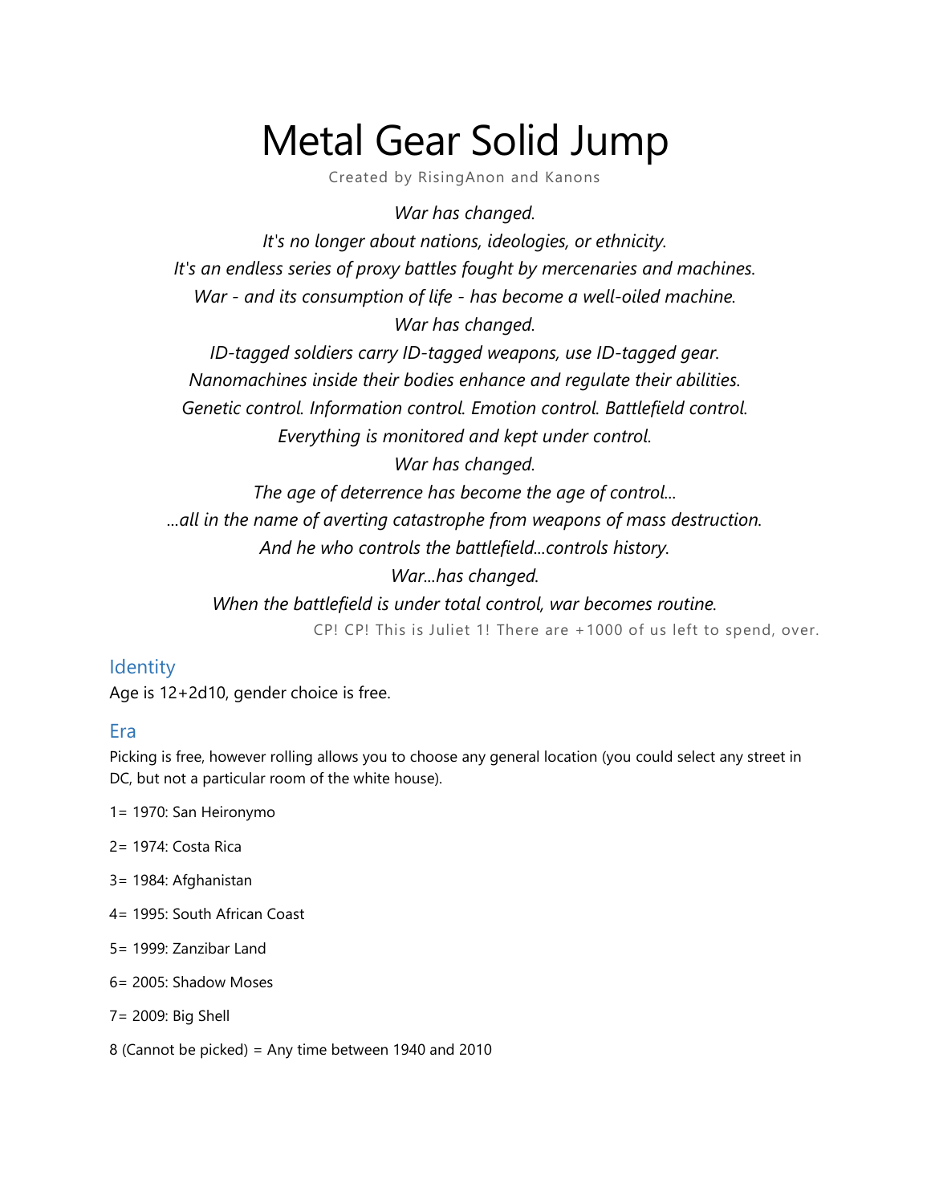# Metal Gear Solid Jump

Created by RisingAnon and Kanons

*War has changed.*
*It's no longer about nations, ideologies, or ethnicity.*
*It's an endless series of proxy battles fought by mercenaries and machines.*
*War - and its consumption of life - has become a well-oiled machine.*
*War has changed.*
*ID-tagged soldiers carry ID-tagged weapons, use ID-tagged gear.*
*Nanomachines inside their bodies enhance and regulate their abilities.*
*Genetic control. Information control. Emotion control. Battlefield control.*
*Everything is monitored and kept under control.*
*War has changed.*
*The age of deterrence has become the age of control…*
*…all in the name of averting catastrophe from weapons of mass destruction.*
*And he who controls the battlefield…controls history.*
*War…has changed.*
*When the battlefield is under total control, war becomes routine.*

CP! CP! This is Juliet 1! There are +1000 of us left to spend, over.

## Identity

Age is 12+2d10, gender choice is free.

## Era

Picking is free, however rolling allows you to choose any general location (you could select any street in DC, but not a particular room of the white house).

1= 1970: San Heironymo

2= 1974: Costa Rica

3= 1984: Afghanistan

4= 1995: South African Coast

5= 1999: Zanzibar Land

6= 2005: Shadow Moses

7= 2009: Big Shell

8 (Cannot be picked) = Any time between 1940 and 2010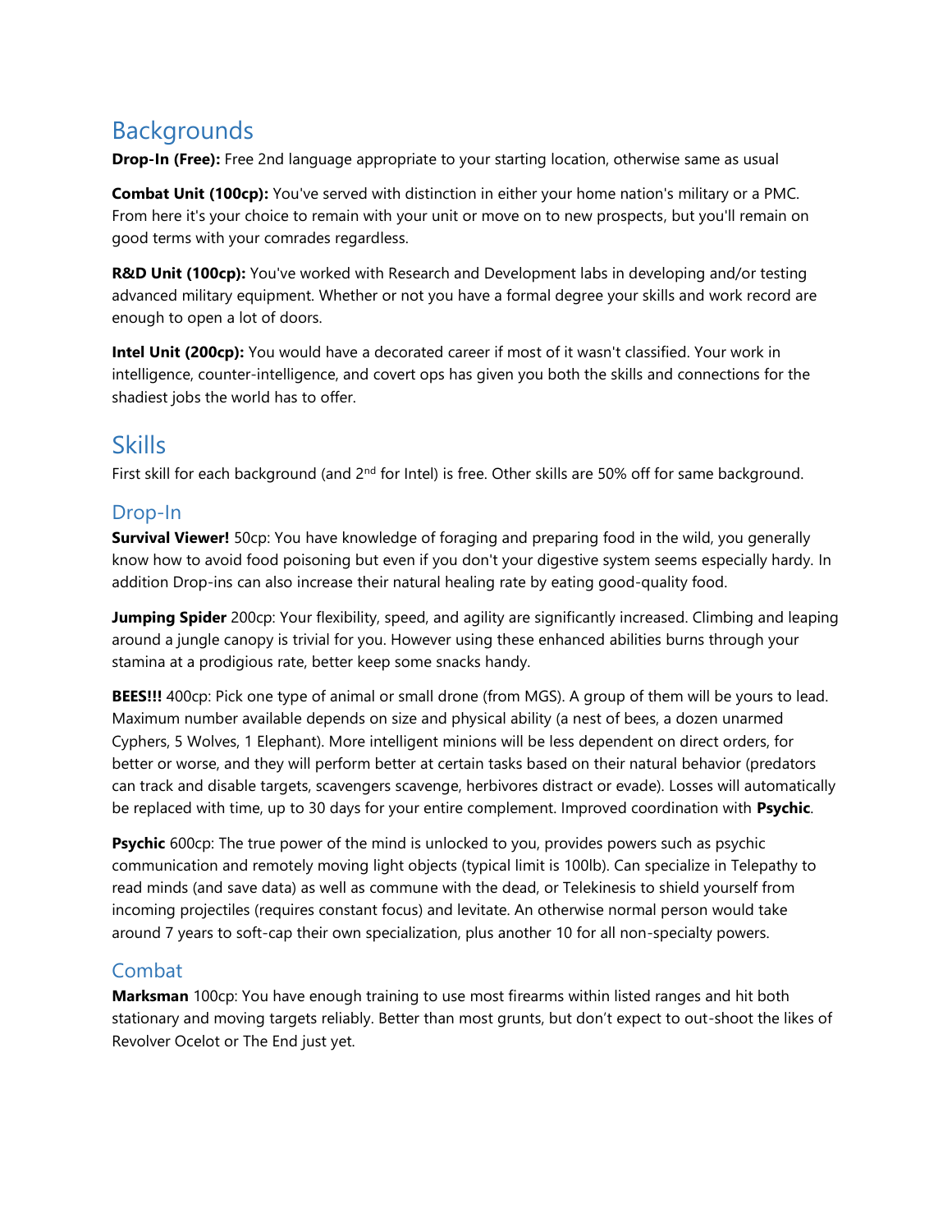## Backgrounds

**Drop-In (Free):** Free 2nd language appropriate to your starting location, otherwise same as usual

**Combat Unit (100cp):** You've served with distinction in either your home nation's military or a PMC. From here it's your choice to remain with your unit or move on to new prospects, but you'll remain on good terms with your comrades regardless.

**R&D Unit (100cp):** You've worked with Research and Development labs in developing and/or testing advanced military equipment. Whether or not you have a formal degree your skills and work record are enough to open a lot of doors.

**Intel Unit (200cp):** You would have a decorated career if most of it wasn't classified. Your work in intelligence, counter-intelligence, and covert ops has given you both the skills and connections for the shadiest jobs the world has to offer.

## Skills

First skill for each background (and 2nd for Intel) is free. Other skills are 50% off for same background.

### Drop-In

**Survival Viewer!** 50cp: You have knowledge of foraging and preparing food in the wild, you generally know how to avoid food poisoning but even if you don't your digestive system seems especially hardy. In addition Drop-ins can also increase their natural healing rate by eating good-quality food.

**Jumping Spider** 200cp: Your flexibility, speed, and agility are significantly increased. Climbing and leaping around a jungle canopy is trivial for you. However using these enhanced abilities burns through your stamina at a prodigious rate, better keep some snacks handy.

**BEES!!!** 400cp: Pick one type of animal or small drone (from MGS). A group of them will be yours to lead. Maximum number available depends on size and physical ability (a nest of bees, a dozen unarmed Cyphers, 5 Wolves, 1 Elephant). More intelligent minions will be less dependent on direct orders, for better or worse, and they will perform better at certain tasks based on their natural behavior (predators can track and disable targets, scavengers scavenge, herbivores distract or evade). Losses will automatically be replaced with time, up to 30 days for your entire complement. Improved coordination with **Psychic**.

**Psychic** 600cp: The true power of the mind is unlocked to you, provides powers such as psychic communication and remotely moving light objects (typical limit is 100lb). Can specialize in Telepathy to read minds (and save data) as well as commune with the dead, or Telekinesis to shield yourself from incoming projectiles (requires constant focus) and levitate. An otherwise normal person would take around 7 years to soft-cap their own specialization, plus another 10 for all non-specialty powers.

### Combat

**Marksman** 100cp: You have enough training to use most firearms within listed ranges and hit both stationary and moving targets reliably. Better than most grunts, but don't expect to out-shoot the likes of Revolver Ocelot or The End just yet.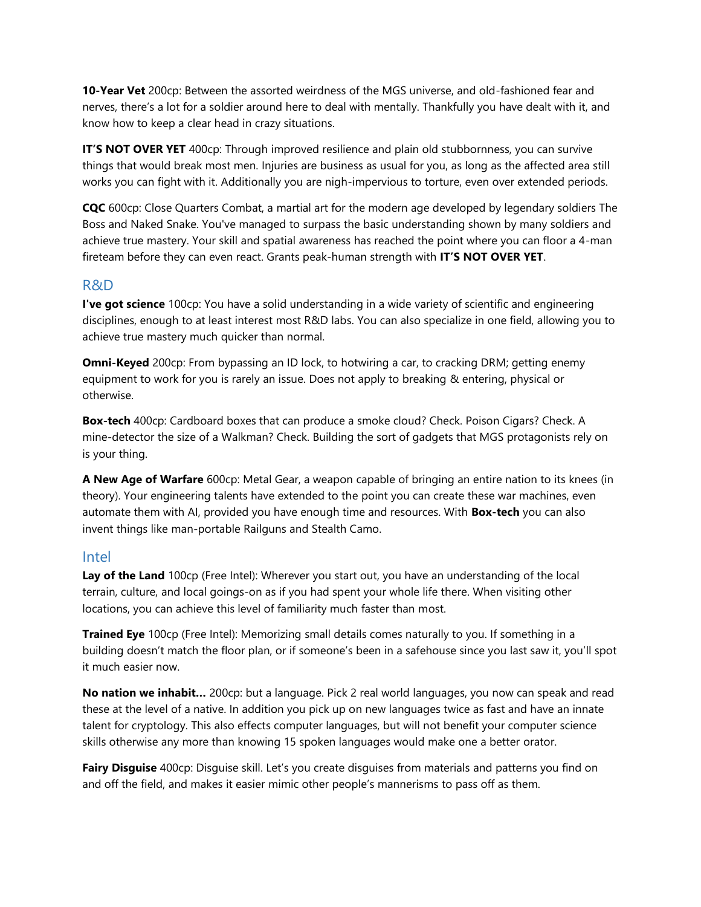**10-Year Vet** 200cp: Between the assorted weirdness of the MGS universe, and old-fashioned fear and nerves, there's a lot for a soldier around here to deal with mentally. Thankfully you have dealt with it, and know how to keep a clear head in crazy situations.

**IT'S NOT OVER YET** 400cp: Through improved resilience and plain old stubbornness, you can survive things that would break most men. Injuries are business as usual for you, as long as the affected area still works you can fight with it. Additionally you are nigh-impervious to torture, even over extended periods.

**CQC** 600cp: Close Quarters Combat, a martial art for the modern age developed by legendary soldiers The Boss and Naked Snake. You've managed to surpass the basic understanding shown by many soldiers and achieve true mastery. Your skill and spatial awareness has reached the point where you can floor a 4-man fireteam before they can even react. Grants peak-human strength with **IT'S NOT OVER YET**.

## R&D

**I've got science** 100cp: You have a solid understanding in a wide variety of scientific and engineering disciplines, enough to at least interest most R&D labs. You can also specialize in one field, allowing you to achieve true mastery much quicker than normal.

**Omni-Keyed** 200cp: From bypassing an ID lock, to hotwiring a car, to cracking DRM; getting enemy equipment to work for you is rarely an issue. Does not apply to breaking & entering, physical or otherwise.

**Box-tech** 400cp: Cardboard boxes that can produce a smoke cloud? Check. Poison Cigars? Check. A mine-detector the size of a Walkman? Check. Building the sort of gadgets that MGS protagonists rely on is your thing.

**A New Age of Warfare** 600cp: Metal Gear, a weapon capable of bringing an entire nation to its knees (in theory). Your engineering talents have extended to the point you can create these war machines, even automate them with AI, provided you have enough time and resources. With **Box-tech** you can also invent things like man-portable Railguns and Stealth Camo.

## Intel

**Lay of the Land** 100cp (Free Intel): Wherever you start out, you have an understanding of the local terrain, culture, and local goings-on as if you had spent your whole life there. When visiting other locations, you can achieve this level of familiarity much faster than most.

**Trained Eye** 100cp (Free Intel): Memorizing small details comes naturally to you. If something in a building doesn't match the floor plan, or if someone's been in a safehouse since you last saw it, you'll spot it much easier now.

**No nation we inhabit…** 200cp: but a language. Pick 2 real world languages, you now can speak and read these at the level of a native. In addition you pick up on new languages twice as fast and have an innate talent for cryptology. This also effects computer languages, but will not benefit your computer science skills otherwise any more than knowing 15 spoken languages would make one a better orator.

**Fairy Disguise** 400cp: Disguise skill. Let's you create disguises from materials and patterns you find on and off the field, and makes it easier mimic other people's mannerisms to pass off as them.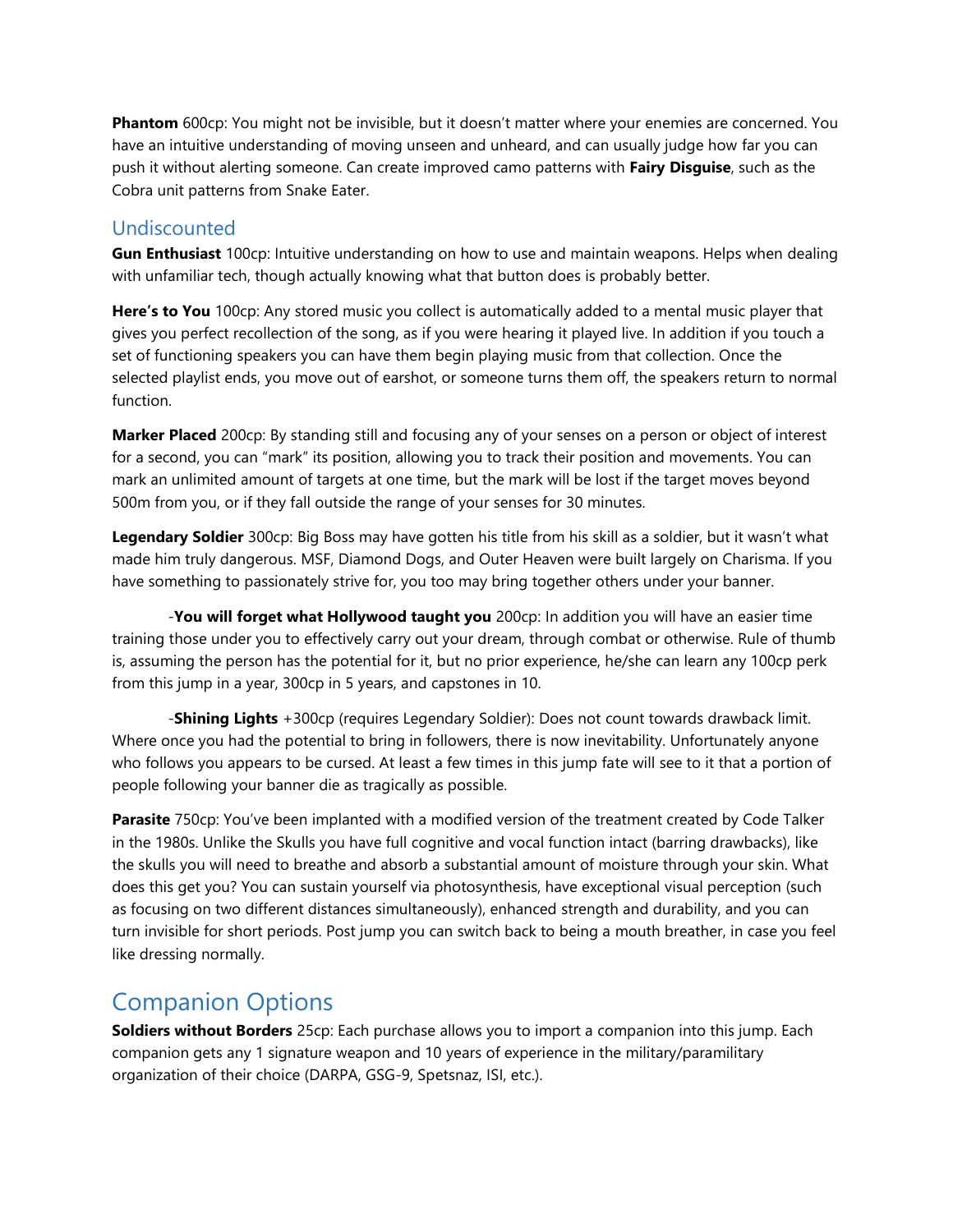**Phantom** 600cp: You might not be invisible, but it doesn't matter where your enemies are concerned. You have an intuitive understanding of moving unseen and unheard, and can usually judge how far you can push it without alerting someone. Can create improved camo patterns with **Fairy Disguise**, such as the Cobra unit patterns from Snake Eater.

## Undiscounted

**Gun Enthusiast** 100cp: Intuitive understanding on how to use and maintain weapons. Helps when dealing with unfamiliar tech, though actually knowing what that button does is probably better.

**Here's to You** 100cp: Any stored music you collect is automatically added to a mental music player that gives you perfect recollection of the song, as if you were hearing it played live. In addition if you touch a set of functioning speakers you can have them begin playing music from that collection. Once the selected playlist ends, you move out of earshot, or someone turns them off, the speakers return to normal function.

**Marker Placed** 200cp: By standing still and focusing any of your senses on a person or object of interest for a second, you can "mark" its position, allowing you to track their position and movements. You can mark an unlimited amount of targets at one time, but the mark will be lost if the target moves beyond 500m from you, or if they fall outside the range of your senses for 30 minutes.

**Legendary Soldier** 300cp: Big Boss may have gotten his title from his skill as a soldier, but it wasn't what made him truly dangerous. MSF, Diamond Dogs, and Outer Heaven were built largely on Charisma. If you have something to passionately strive for, you too may bring together others under your banner.

-**You will forget what Hollywood taught you** 200cp: In addition you will have an easier time training those under you to effectively carry out your dream, through combat or otherwise. Rule of thumb is, assuming the person has the potential for it, but no prior experience, he/she can learn any 100cp perk from this jump in a year, 300cp in 5 years, and capstones in 10.

-**Shining Lights** +300cp (requires Legendary Soldier): Does not count towards drawback limit. Where once you had the potential to bring in followers, there is now inevitability. Unfortunately anyone who follows you appears to be cursed. At least a few times in this jump fate will see to it that a portion of people following your banner die as tragically as possible.

**Parasite** 750cp: You've been implanted with a modified version of the treatment created by Code Talker in the 1980s. Unlike the Skulls you have full cognitive and vocal function intact (barring drawbacks), like the skulls you will need to breathe and absorb a substantial amount of moisture through your skin. What does this get you? You can sustain yourself via photosynthesis, have exceptional visual perception (such as focusing on two different distances simultaneously), enhanced strength and durability, and you can turn invisible for short periods. Post jump you can switch back to being a mouth breather, in case you feel like dressing normally.

# Companion Options

**Soldiers without Borders** 25cp: Each purchase allows you to import a companion into this jump. Each companion gets any 1 signature weapon and 10 years of experience in the military/paramilitary organization of their choice (DARPA, GSG-9, Spetsnaz, ISI, etc.).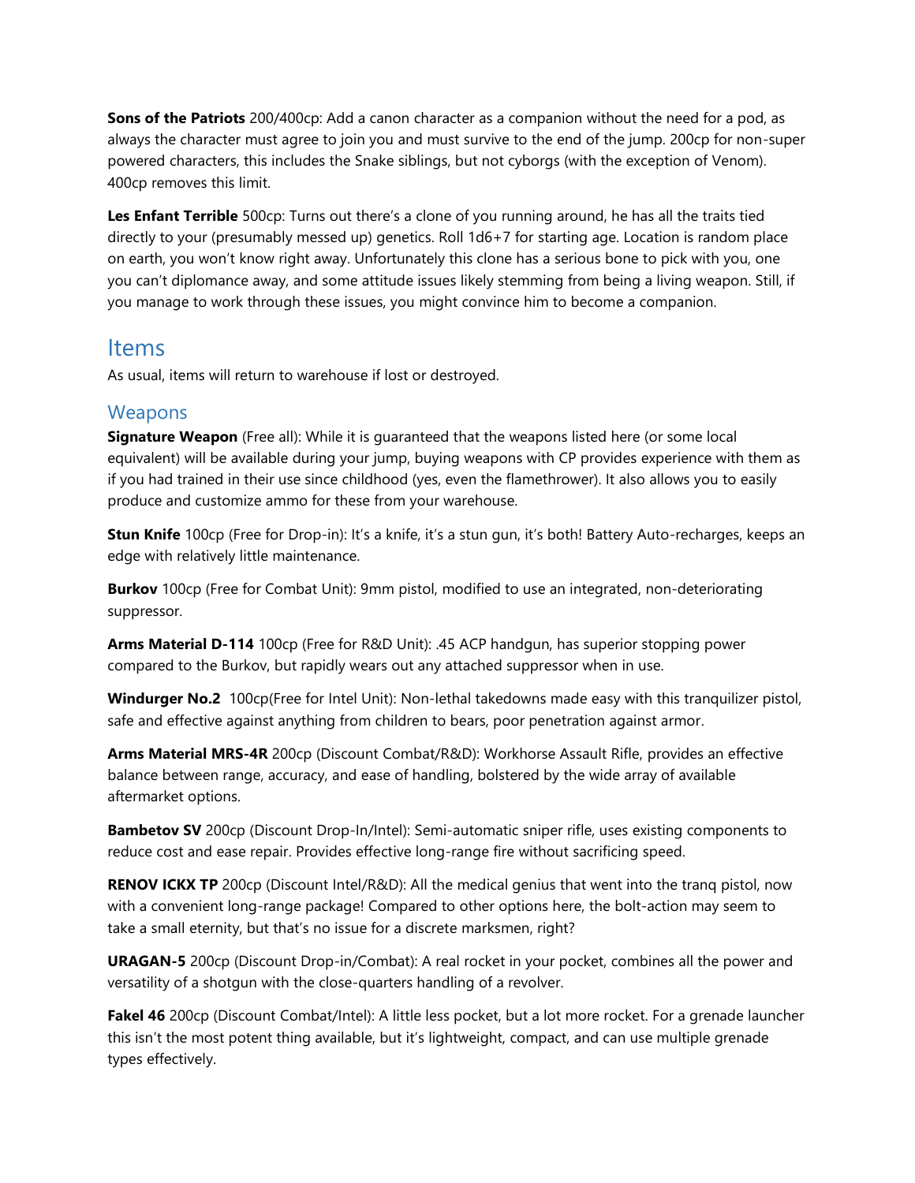**Sons of the Patriots** 200/400cp: Add a canon character as a companion without the need for a pod, as always the character must agree to join you and must survive to the end of the jump. 200cp for non-super powered characters, this includes the Snake siblings, but not cyborgs (with the exception of Venom). 400cp removes this limit.

**Les Enfant Terrible** 500cp: Turns out there's a clone of you running around, he has all the traits tied directly to your (presumably messed up) genetics. Roll 1d6+7 for starting age. Location is random place on earth, you won't know right away. Unfortunately this clone has a serious bone to pick with you, one you can't diplomance away, and some attitude issues likely stemming from being a living weapon. Still, if you manage to work through these issues, you might convince him to become a companion.

## Items

As usual, items will return to warehouse if lost or destroyed.

### Weapons

**Signature Weapon** (Free all): While it is guaranteed that the weapons listed here (or some local equivalent) will be available during your jump, buying weapons with CP provides experience with them as if you had trained in their use since childhood (yes, even the flamethrower). It also allows you to easily produce and customize ammo for these from your warehouse.

**Stun Knife** 100cp (Free for Drop-in): It's a knife, it's a stun gun, it's both! Battery Auto-recharges, keeps an edge with relatively little maintenance.

**Burkov** 100cp (Free for Combat Unit): 9mm pistol, modified to use an integrated, non-deteriorating suppressor.

**Arms Material D-114** 100cp (Free for R&D Unit): .45 ACP handgun, has superior stopping power compared to the Burkov, but rapidly wears out any attached suppressor when in use.

**Windurger No.2** 100cp(Free for Intel Unit): Non-lethal takedowns made easy with this tranquilizer pistol, safe and effective against anything from children to bears, poor penetration against armor.

**Arms Material MRS-4R** 200cp (Discount Combat/R&D): Workhorse Assault Rifle, provides an effective balance between range, accuracy, and ease of handling, bolstered by the wide array of available aftermarket options.

**Bambetov SV** 200cp (Discount Drop-In/Intel): Semi-automatic sniper rifle, uses existing components to reduce cost and ease repair. Provides effective long-range fire without sacrificing speed.

**RENOV ICKX TP** 200cp (Discount Intel/R&D): All the medical genius that went into the tranq pistol, now with a convenient long-range package! Compared to other options here, the bolt-action may seem to take a small eternity, but that's no issue for a discrete marksmen, right?

**URAGAN-5** 200cp (Discount Drop-in/Combat): A real rocket in your pocket, combines all the power and versatility of a shotgun with the close-quarters handling of a revolver.

**Fakel 46** 200cp (Discount Combat/Intel): A little less pocket, but a lot more rocket. For a grenade launcher this isn't the most potent thing available, but it's lightweight, compact, and can use multiple grenade types effectively.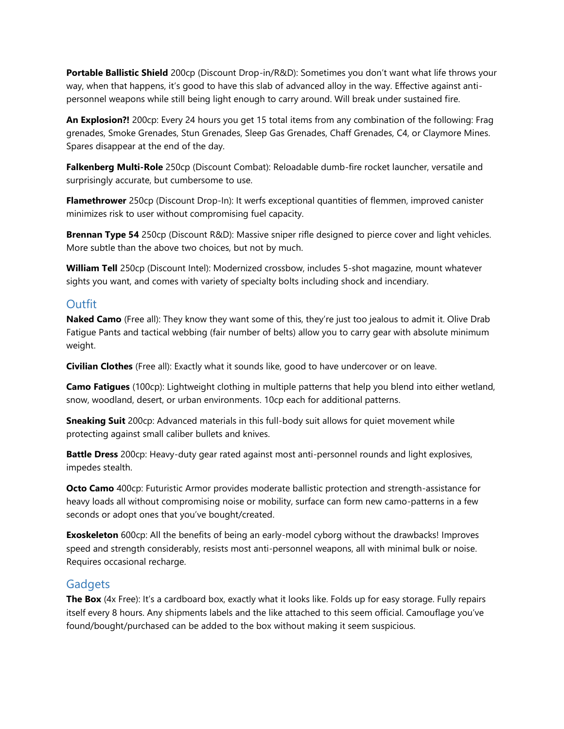**Portable Ballistic Shield** 200cp (Discount Drop-in/R&D): Sometimes you don't want what life throws your way, when that happens, it's good to have this slab of advanced alloy in the way. Effective against anti-personnel weapons while still being light enough to carry around. Will break under sustained fire.

**An Explosion?!** 200cp: Every 24 hours you get 15 total items from any combination of the following: Frag grenades, Smoke Grenades, Stun Grenades, Sleep Gas Grenades, Chaff Grenades, C4, or Claymore Mines. Spares disappear at the end of the day.

**Falkenberg Multi-Role** 250cp (Discount Combat): Reloadable dumb-fire rocket launcher, versatile and surprisingly accurate, but cumbersome to use.

**Flamethrower** 250cp (Discount Drop-In): It werfs exceptional quantities of flemmen, improved canister minimizes risk to user without compromising fuel capacity.

**Brennan Type 54** 250cp (Discount R&D): Massive sniper rifle designed to pierce cover and light vehicles. More subtle than the above two choices, but not by much.

**William Tell** 250cp (Discount Intel): Modernized crossbow, includes 5-shot magazine, mount whatever sights you want, and comes with variety of specialty bolts including shock and incendiary.

## Outfit

**Naked Camo** (Free all): They know they want some of this, they're just too jealous to admit it. Olive Drab Fatigue Pants and tactical webbing (fair number of belts) allow you to carry gear with absolute minimum weight.

**Civilian Clothes** (Free all): Exactly what it sounds like, good to have undercover or on leave.

**Camo Fatigues** (100cp): Lightweight clothing in multiple patterns that help you blend into either wetland, snow, woodland, desert, or urban environments. 10cp each for additional patterns.

**Sneaking Suit** 200cp: Advanced materials in this full-body suit allows for quiet movement while protecting against small caliber bullets and knives.

**Battle Dress** 200cp: Heavy-duty gear rated against most anti-personnel rounds and light explosives, impedes stealth.

**Octo Camo** 400cp: Futuristic Armor provides moderate ballistic protection and strength-assistance for heavy loads all without compromising noise or mobility, surface can form new camo-patterns in a few seconds or adopt ones that you've bought/created.

**Exoskeleton** 600cp: All the benefits of being an early-model cyborg without the drawbacks! Improves speed and strength considerably, resists most anti-personnel weapons, all with minimal bulk or noise. Requires occasional recharge.

## Gadgets

**The Box** (4x Free): It's a cardboard box, exactly what it looks like. Folds up for easy storage. Fully repairs itself every 8 hours. Any shipments labels and the like attached to this seem official. Camouflage you've found/bought/purchased can be added to the box without making it seem suspicious.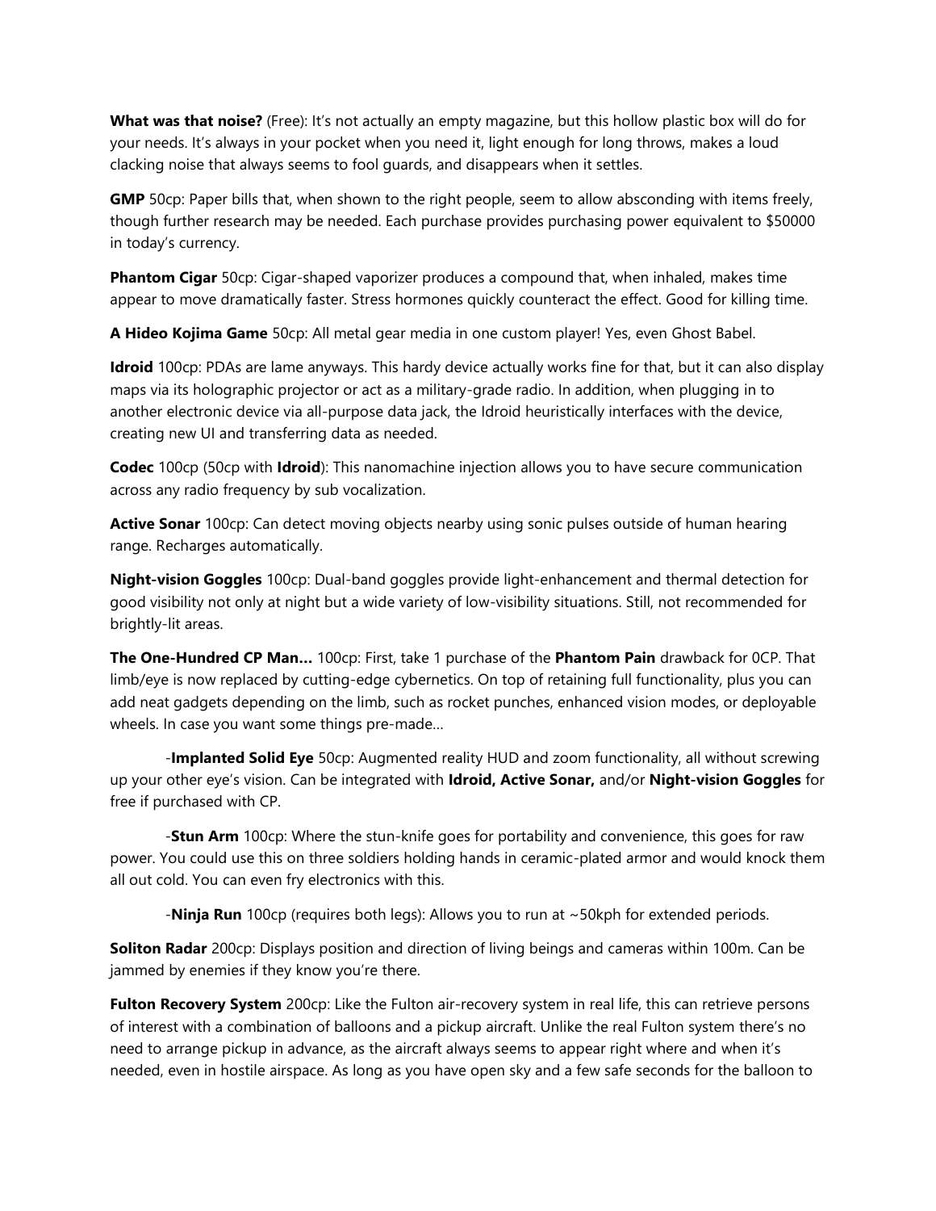**What was that noise?** (Free): It's not actually an empty magazine, but this hollow plastic box will do for your needs. It's always in your pocket when you need it, light enough for long throws, makes a loud clacking noise that always seems to fool guards, and disappears when it settles.

**GMP** 50cp: Paper bills that, when shown to the right people, seem to allow absconding with items freely, though further research may be needed. Each purchase provides purchasing power equivalent to $50000 in today's currency.

**Phantom Cigar** 50cp: Cigar-shaped vaporizer produces a compound that, when inhaled, makes time appear to move dramatically faster. Stress hormones quickly counteract the effect. Good for killing time.

**A Hideo Kojima Game** 50cp: All metal gear media in one custom player! Yes, even Ghost Babel.

**Idroid** 100cp: PDAs are lame anyways. This hardy device actually works fine for that, but it can also display maps via its holographic projector or act as a military-grade radio. In addition, when plugging in to another electronic device via all-purpose data jack, the Idroid heuristically interfaces with the device, creating new UI and transferring data as needed.

**Codec** 100cp (50cp with **Idroid**): This nanomachine injection allows you to have secure communication across any radio frequency by sub vocalization.

**Active Sonar** 100cp: Can detect moving objects nearby using sonic pulses outside of human hearing range. Recharges automatically.

**Night-vision Goggles** 100cp: Dual-band goggles provide light-enhancement and thermal detection for good visibility not only at night but a wide variety of low-visibility situations. Still, not recommended for brightly-lit areas.

**The One-Hundred CP Man…** 100cp: First, take 1 purchase of the **Phantom Pain** drawback for 0CP. That limb/eye is now replaced by cutting-edge cybernetics. On top of retaining full functionality, plus you can add neat gadgets depending on the limb, such as rocket punches, enhanced vision modes, or deployable wheels. In case you want some things pre-made…

-**Implanted Solid Eye** 50cp: Augmented reality HUD and zoom functionality, all without screwing up your other eye's vision. Can be integrated with **Idroid, Active Sonar,** and/or **Night-vision Goggles** for free if purchased with CP.

-**Stun Arm** 100cp: Where the stun-knife goes for portability and convenience, this goes for raw power. You could use this on three soldiers holding hands in ceramic-plated armor and would knock them all out cold. You can even fry electronics with this.

-**Ninja Run** 100cp (requires both legs): Allows you to run at ~50kph for extended periods.

**Soliton Radar** 200cp: Displays position and direction of living beings and cameras within 100m. Can be jammed by enemies if they know you're there.

**Fulton Recovery System** 200cp: Like the Fulton air-recovery system in real life, this can retrieve persons of interest with a combination of balloons and a pickup aircraft. Unlike the real Fulton system there's no need to arrange pickup in advance, as the aircraft always seems to appear right where and when it's needed, even in hostile airspace. As long as you have open sky and a few safe seconds for the balloon to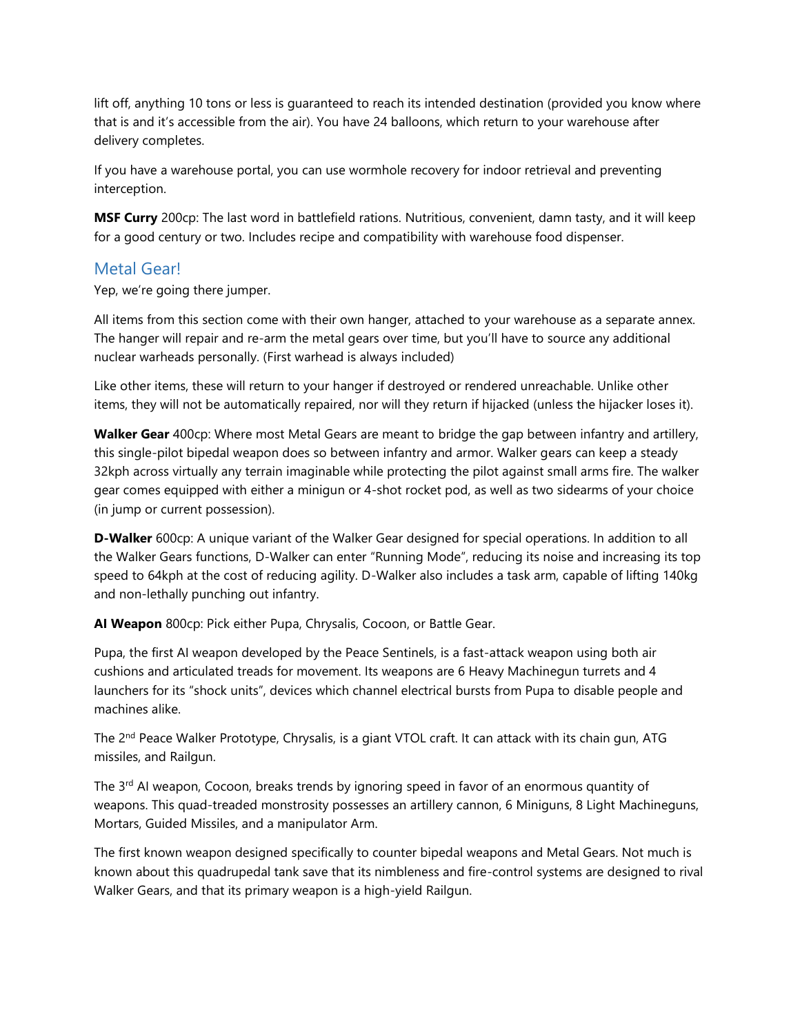lift off, anything 10 tons or less is guaranteed to reach its intended destination (provided you know where that is and it's accessible from the air). You have 24 balloons, which return to your warehouse after delivery completes.

If you have a warehouse portal, you can use wormhole recovery for indoor retrieval and preventing interception.

**MSF Curry** 200cp: The last word in battlefield rations. Nutritious, convenient, damn tasty, and it will keep for a good century or two. Includes recipe and compatibility with warehouse food dispenser.

## Metal Gear!

Yep, we're going there jumper.

All items from this section come with their own hanger, attached to your warehouse as a separate annex. The hanger will repair and re-arm the metal gears over time, but you'll have to source any additional nuclear warheads personally. (First warhead is always included)

Like other items, these will return to your hanger if destroyed or rendered unreachable. Unlike other items, they will not be automatically repaired, nor will they return if hijacked (unless the hijacker loses it).

**Walker Gear** 400cp: Where most Metal Gears are meant to bridge the gap between infantry and artillery, this single-pilot bipedal weapon does so between infantry and armor. Walker gears can keep a steady 32kph across virtually any terrain imaginable while protecting the pilot against small arms fire. The walker gear comes equipped with either a minigun or 4-shot rocket pod, as well as two sidearms of your choice (in jump or current possession).

**D-Walker** 600cp: A unique variant of the Walker Gear designed for special operations. In addition to all the Walker Gears functions, D-Walker can enter "Running Mode", reducing its noise and increasing its top speed to 64kph at the cost of reducing agility. D-Walker also includes a task arm, capable of lifting 140kg and non-lethally punching out infantry.

**AI Weapon** 800cp: Pick either Pupa, Chrysalis, Cocoon, or Battle Gear.

Pupa, the first AI weapon developed by the Peace Sentinels, is a fast-attack weapon using both air cushions and articulated treads for movement. Its weapons are 6 Heavy Machinegun turrets and 4 launchers for its "shock units", devices which channel electrical bursts from Pupa to disable people and machines alike.

The 2nd Peace Walker Prototype, Chrysalis, is a giant VTOL craft. It can attack with its chain gun, ATG missiles, and Railgun.

The 3rd AI weapon, Cocoon, breaks trends by ignoring speed in favor of an enormous quantity of weapons. This quad-treaded monstrosity possesses an artillery cannon, 6 Miniguns, 8 Light Machineguns, Mortars, Guided Missiles, and a manipulator Arm.

The first known weapon designed specifically to counter bipedal weapons and Metal Gears. Not much is known about this quadrupedal tank save that its nimbleness and fire-control systems are designed to rival Walker Gears, and that its primary weapon is a high-yield Railgun.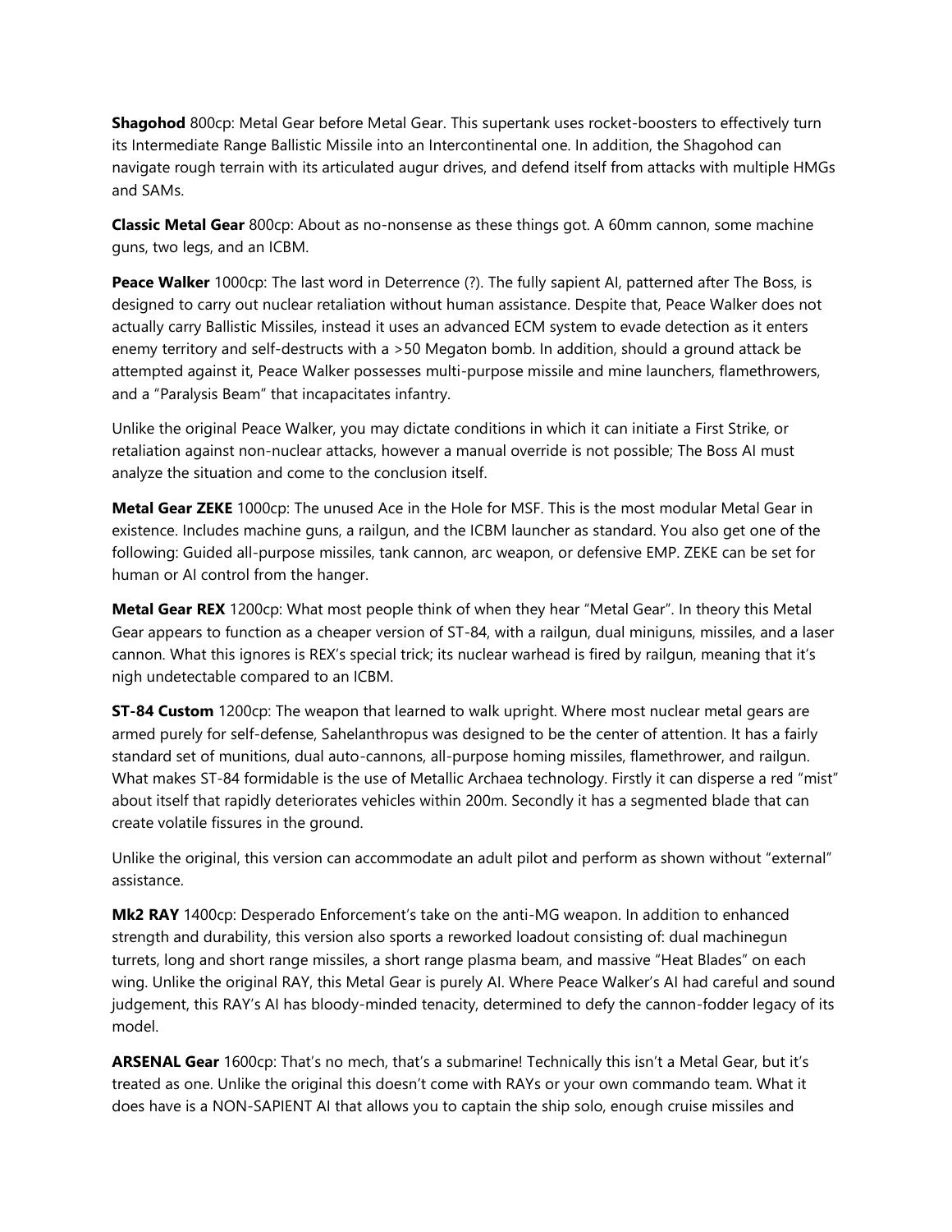**Shagohod** 800cp: Metal Gear before Metal Gear. This supertank uses rocket-boosters to effectively turn its Intermediate Range Ballistic Missile into an Intercontinental one. In addition, the Shagohod can navigate rough terrain with its articulated augur drives, and defend itself from attacks with multiple HMGs and SAMs.

**Classic Metal Gear** 800cp: About as no-nonsense as these things got. A 60mm cannon, some machine guns, two legs, and an ICBM.

**Peace Walker** 1000cp: The last word in Deterrence (?). The fully sapient AI, patterned after The Boss, is designed to carry out nuclear retaliation without human assistance. Despite that, Peace Walker does not actually carry Ballistic Missiles, instead it uses an advanced ECM system to evade detection as it enters enemy territory and self-destructs with a >50 Megaton bomb. In addition, should a ground attack be attempted against it, Peace Walker possesses multi-purpose missile and mine launchers, flamethrowers, and a "Paralysis Beam" that incapacitates infantry.

Unlike the original Peace Walker, you may dictate conditions in which it can initiate a First Strike, or retaliation against non-nuclear attacks, however a manual override is not possible; The Boss AI must analyze the situation and come to the conclusion itself.

**Metal Gear ZEKE** 1000cp: The unused Ace in the Hole for MSF. This is the most modular Metal Gear in existence. Includes machine guns, a railgun, and the ICBM launcher as standard. You also get one of the following: Guided all-purpose missiles, tank cannon, arc weapon, or defensive EMP. ZEKE can be set for human or AI control from the hanger.

**Metal Gear REX** 1200cp: What most people think of when they hear "Metal Gear". In theory this Metal Gear appears to function as a cheaper version of ST-84, with a railgun, dual miniguns, missiles, and a laser cannon. What this ignores is REX's special trick; its nuclear warhead is fired by railgun, meaning that it's nigh undetectable compared to an ICBM.

**ST-84 Custom** 1200cp: The weapon that learned to walk upright. Where most nuclear metal gears are armed purely for self-defense, Sahelanthropus was designed to be the center of attention. It has a fairly standard set of munitions, dual auto-cannons, all-purpose homing missiles, flamethrower, and railgun. What makes ST-84 formidable is the use of Metallic Archaea technology. Firstly it can disperse a red "mist" about itself that rapidly deteriorates vehicles within 200m. Secondly it has a segmented blade that can create volatile fissures in the ground.

Unlike the original, this version can accommodate an adult pilot and perform as shown without "external" assistance.

**Mk2 RAY** 1400cp: Desperado Enforcement's take on the anti-MG weapon. In addition to enhanced strength and durability, this version also sports a reworked loadout consisting of: dual machinegun turrets, long and short range missiles, a short range plasma beam, and massive "Heat Blades" on each wing. Unlike the original RAY, this Metal Gear is purely AI. Where Peace Walker's AI had careful and sound judgement, this RAY's AI has bloody-minded tenacity, determined to defy the cannon-fodder legacy of its model.

**ARSENAL Gear** 1600cp: That's no mech, that's a submarine! Technically this isn't a Metal Gear, but it's treated as one. Unlike the original this doesn't come with RAYs or your own commando team. What it does have is a NON-SAPIENT AI that allows you to captain the ship solo, enough cruise missiles and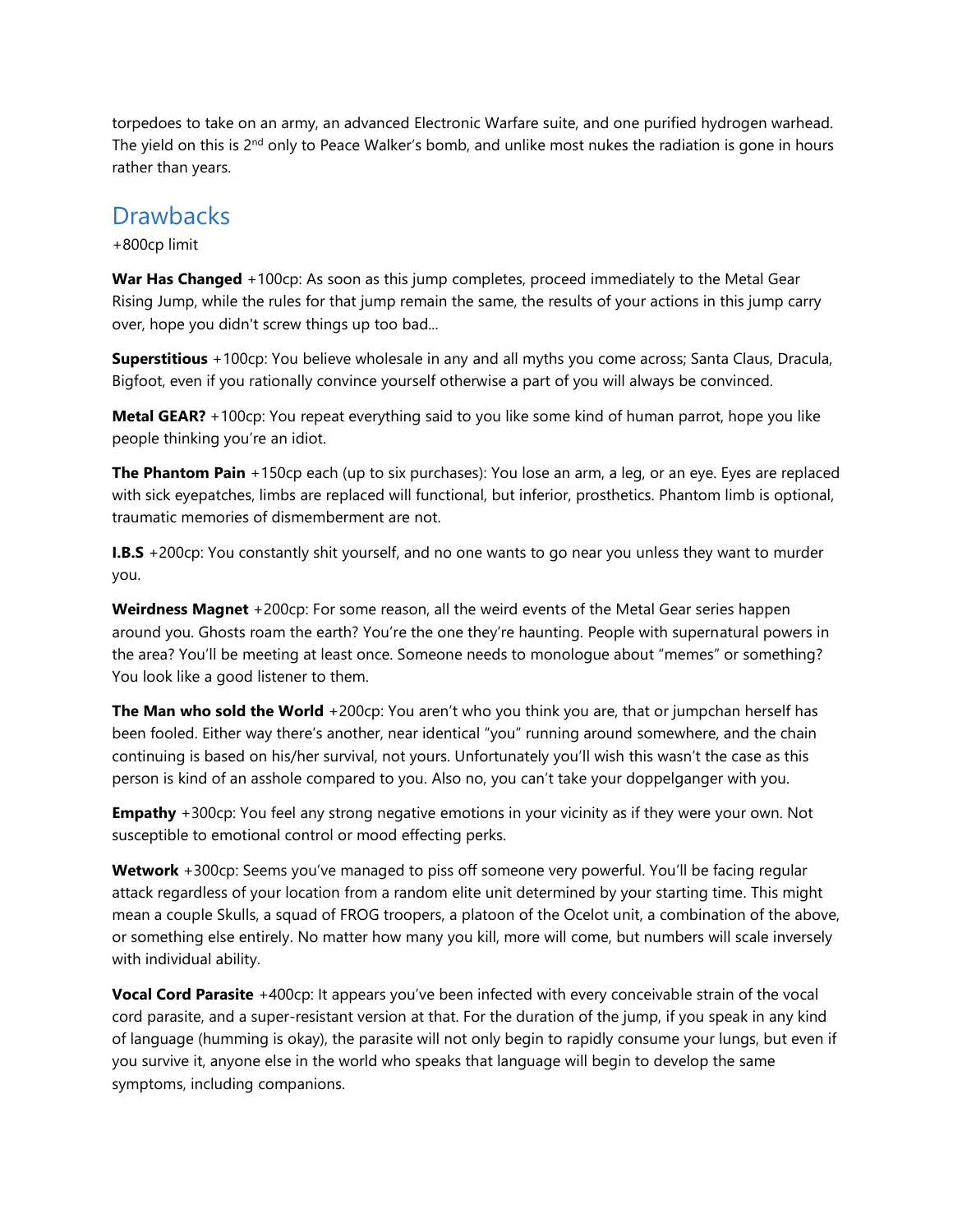torpedoes to take on an army, an advanced Electronic Warfare suite, and one purified hydrogen warhead. The yield on this is 2nd only to Peace Walker's bomb, and unlike most nukes the radiation is gone in hours rather than years.

## Drawbacks

+800cp limit

**War Has Changed** +100cp: As soon as this jump completes, proceed immediately to the Metal Gear Rising Jump, while the rules for that jump remain the same, the results of your actions in this jump carry over, hope you didn't screw things up too bad...

**Superstitious** +100cp: You believe wholesale in any and all myths you come across; Santa Claus, Dracula, Bigfoot, even if you rationally convince yourself otherwise a part of you will always be convinced.

**Metal GEAR?** +100cp: You repeat everything said to you like some kind of human parrot, hope you like people thinking you're an idiot.

**The Phantom Pain** +150cp each (up to six purchases): You lose an arm, a leg, or an eye. Eyes are replaced with sick eyepatches, limbs are replaced will functional, but inferior, prosthetics. Phantom limb is optional, traumatic memories of dismemberment are not.

**I.B.S** +200cp: You constantly shit yourself, and no one wants to go near you unless they want to murder you.

**Weirdness Magnet** +200cp: For some reason, all the weird events of the Metal Gear series happen around you. Ghosts roam the earth? You're the one they're haunting. People with supernatural powers in the area? You'll be meeting at least once. Someone needs to monologue about "memes" or something? You look like a good listener to them.

**The Man who sold the World** +200cp: You aren't who you think you are, that or jumpchan herself has been fooled. Either way there's another, near identical "you" running around somewhere, and the chain continuing is based on his/her survival, not yours. Unfortunately you'll wish this wasn't the case as this person is kind of an asshole compared to you. Also no, you can't take your doppelganger with you.

**Empathy** +300cp: You feel any strong negative emotions in your vicinity as if they were your own. Not susceptible to emotional control or mood effecting perks.

**Wetwork** +300cp: Seems you've managed to piss off someone very powerful. You'll be facing regular attack regardless of your location from a random elite unit determined by your starting time. This might mean a couple Skulls, a squad of FROG troopers, a platoon of the Ocelot unit, a combination of the above, or something else entirely. No matter how many you kill, more will come, but numbers will scale inversely with individual ability.

**Vocal Cord Parasite** +400cp: It appears you've been infected with every conceivable strain of the vocal cord parasite, and a super-resistant version at that. For the duration of the jump, if you speak in any kind of language (humming is okay), the parasite will not only begin to rapidly consume your lungs, but even if you survive it, anyone else in the world who speaks that language will begin to develop the same symptoms, including companions.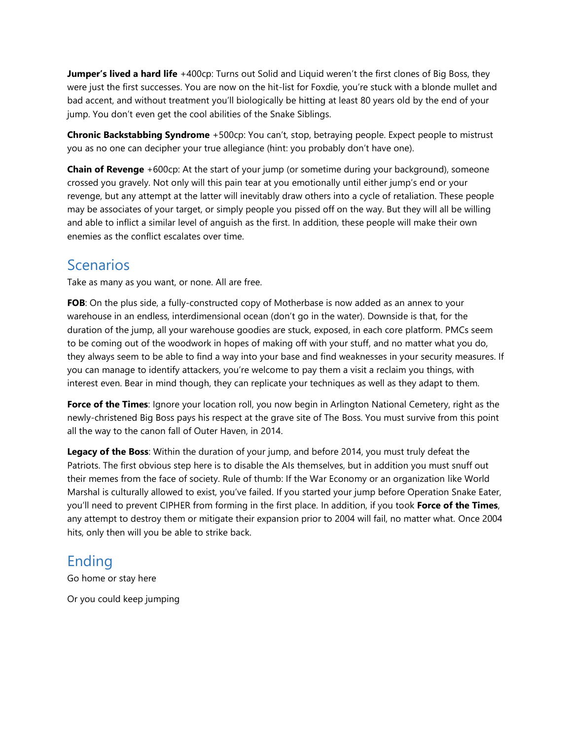**Jumper's lived a hard life** +400cp: Turns out Solid and Liquid weren't the first clones of Big Boss, they were just the first successes. You are now on the hit-list for Foxdie, you're stuck with a blonde mullet and bad accent, and without treatment you'll biologically be hitting at least 80 years old by the end of your jump. You don't even get the cool abilities of the Snake Siblings.

**Chronic Backstabbing Syndrome** +500cp: You can't, stop, betraying people. Expect people to mistrust you as no one can decipher your true allegiance (hint: you probably don't have one).

**Chain of Revenge** +600cp: At the start of your jump (or sometime during your background), someone crossed you gravely. Not only will this pain tear at you emotionally until either jump's end or your revenge, but any attempt at the latter will inevitably draw others into a cycle of retaliation. These people may be associates of your target, or simply people you pissed off on the way. But they will all be willing and able to inflict a similar level of anguish as the first. In addition, these people will make their own enemies as the conflict escalates over time.

## Scenarios

Take as many as you want, or none. All are free.

**FOB**: On the plus side, a fully-constructed copy of Motherbase is now added as an annex to your warehouse in an endless, interdimensional ocean (don't go in the water). Downside is that, for the duration of the jump, all your warehouse goodies are stuck, exposed, in each core platform. PMCs seem to be coming out of the woodwork in hopes of making off with your stuff, and no matter what you do, they always seem to be able to find a way into your base and find weaknesses in your security measures. If you can manage to identify attackers, you're welcome to pay them a visit a reclaim you things, with interest even. Bear in mind though, they can replicate your techniques as well as they adapt to them.

**Force of the Times**: Ignore your location roll, you now begin in Arlington National Cemetery, right as the newly-christened Big Boss pays his respect at the grave site of The Boss. You must survive from this point all the way to the canon fall of Outer Haven, in 2014.

**Legacy of the Boss**: Within the duration of your jump, and before 2014, you must truly defeat the Patriots. The first obvious step here is to disable the AIs themselves, but in addition you must snuff out their memes from the face of society. Rule of thumb: If the War Economy or an organization like World Marshal is culturally allowed to exist, you've failed. If you started your jump before Operation Snake Eater, you'll need to prevent CIPHER from forming in the first place. In addition, if you took **Force of the Times**, any attempt to destroy them or mitigate their expansion prior to 2004 will fail, no matter what. Once 2004 hits, only then will you be able to strike back.

## Ending

Go home or stay here

Or you could keep jumping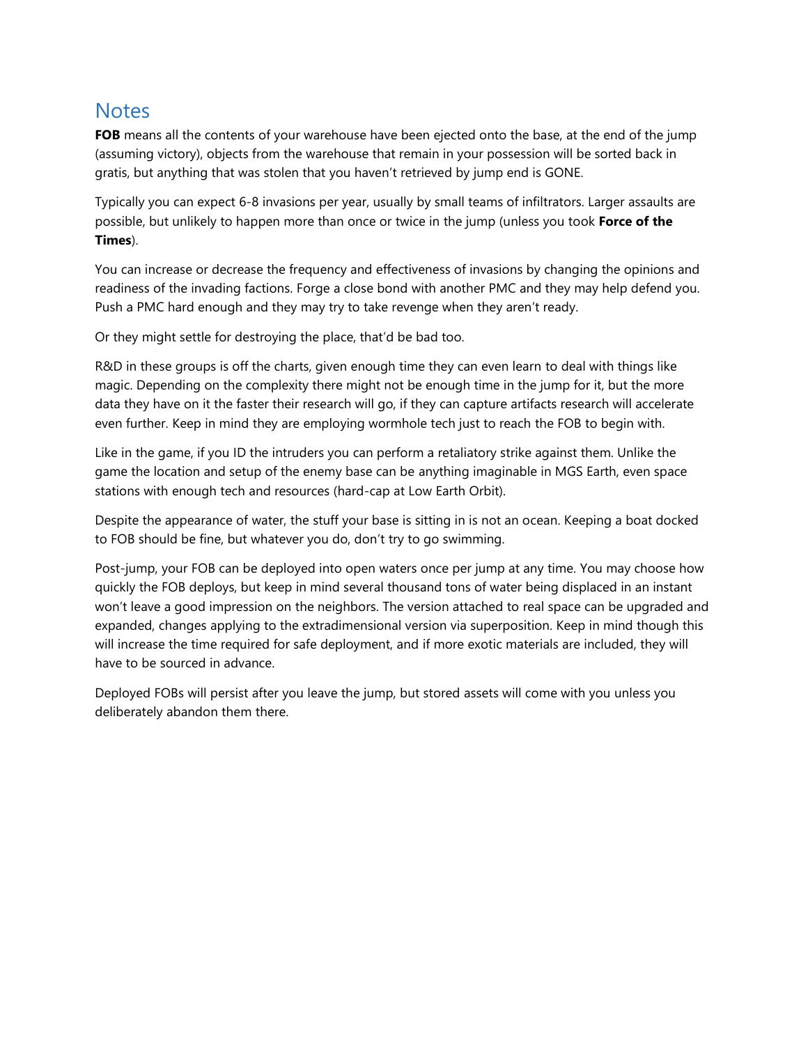## Notes

**FOB** means all the contents of your warehouse have been ejected onto the base, at the end of the jump (assuming victory), objects from the warehouse that remain in your possession will be sorted back in gratis, but anything that was stolen that you haven't retrieved by jump end is GONE.

Typically you can expect 6-8 invasions per year, usually by small teams of infiltrators. Larger assaults are possible, but unlikely to happen more than once or twice in the jump (unless you took **Force of the Times**).

You can increase or decrease the frequency and effectiveness of invasions by changing the opinions and readiness of the invading factions. Forge a close bond with another PMC and they may help defend you. Push a PMC hard enough and they may try to take revenge when they aren't ready.

Or they might settle for destroying the place, that'd be bad too.

R&D in these groups is off the charts, given enough time they can even learn to deal with things like magic. Depending on the complexity there might not be enough time in the jump for it, but the more data they have on it the faster their research will go, if they can capture artifacts research will accelerate even further. Keep in mind they are employing wormhole tech just to reach the FOB to begin with.

Like in the game, if you ID the intruders you can perform a retaliatory strike against them. Unlike the game the location and setup of the enemy base can be anything imaginable in MGS Earth, even space stations with enough tech and resources (hard-cap at Low Earth Orbit).

Despite the appearance of water, the stuff your base is sitting in is not an ocean. Keeping a boat docked to FOB should be fine, but whatever you do, don't try to go swimming.

Post-jump, your FOB can be deployed into open waters once per jump at any time. You may choose how quickly the FOB deploys, but keep in mind several thousand tons of water being displaced in an instant won't leave a good impression on the neighbors. The version attached to real space can be upgraded and expanded, changes applying to the extradimensional version via superposition. Keep in mind though this will increase the time required for safe deployment, and if more exotic materials are included, they will have to be sourced in advance.

Deployed FOBs will persist after you leave the jump, but stored assets will come with you unless you deliberately abandon them there.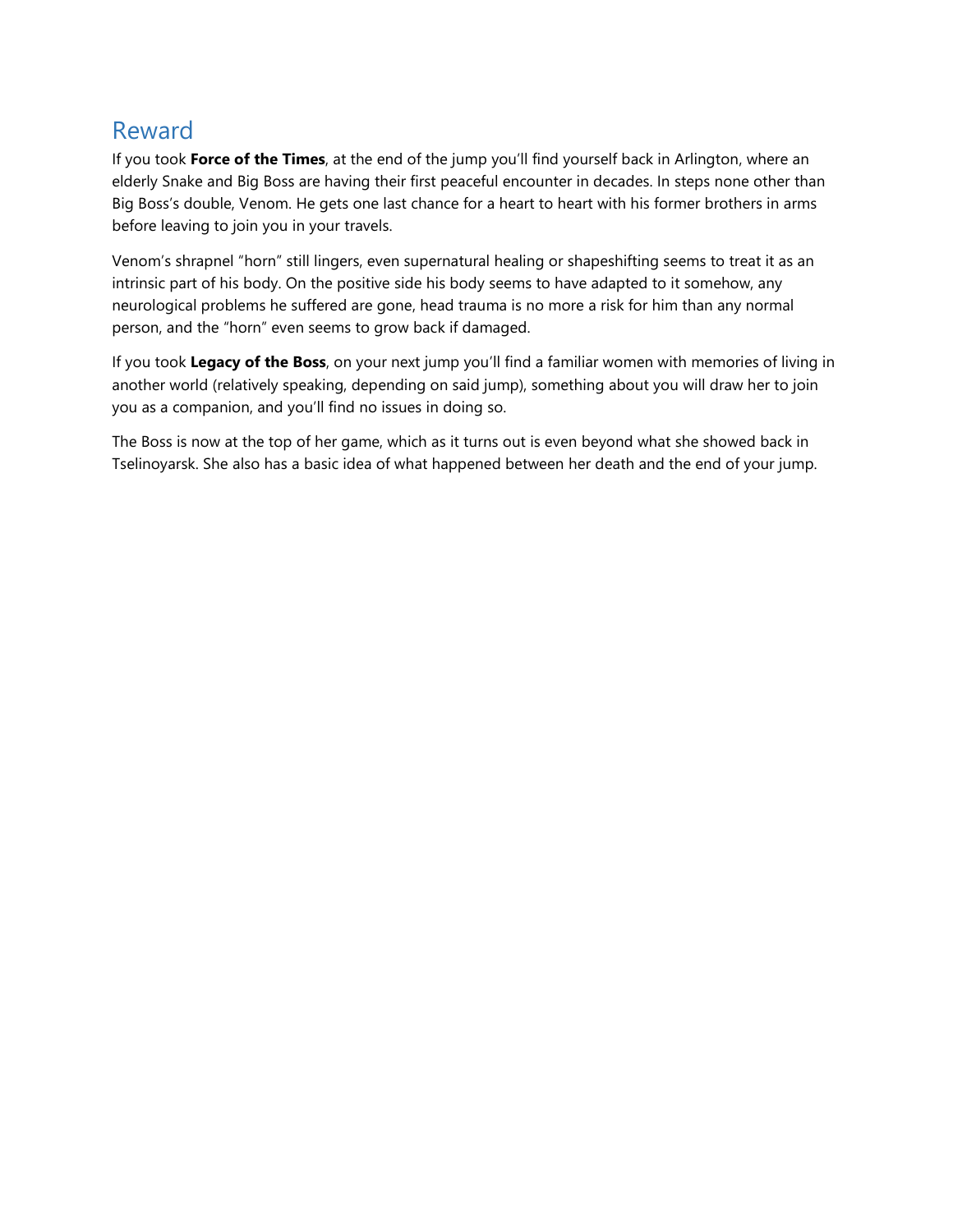## Reward

If you took **Force of the Times**, at the end of the jump you'll find yourself back in Arlington, where an elderly Snake and Big Boss are having their first peaceful encounter in decades. In steps none other than Big Boss's double, Venom. He gets one last chance for a heart to heart with his former brothers in arms before leaving to join you in your travels.

Venom's shrapnel "horn" still lingers, even supernatural healing or shapeshifting seems to treat it as an intrinsic part of his body. On the positive side his body seems to have adapted to it somehow, any neurological problems he suffered are gone, head trauma is no more a risk for him than any normal person, and the "horn" even seems to grow back if damaged.

If you took **Legacy of the Boss**, on your next jump you'll find a familiar women with memories of living in another world (relatively speaking, depending on said jump), something about you will draw her to join you as a companion, and you'll find no issues in doing so.

The Boss is now at the top of her game, which as it turns out is even beyond what she showed back in Tselinoyarsk. She also has a basic idea of what happened between her death and the end of your jump.